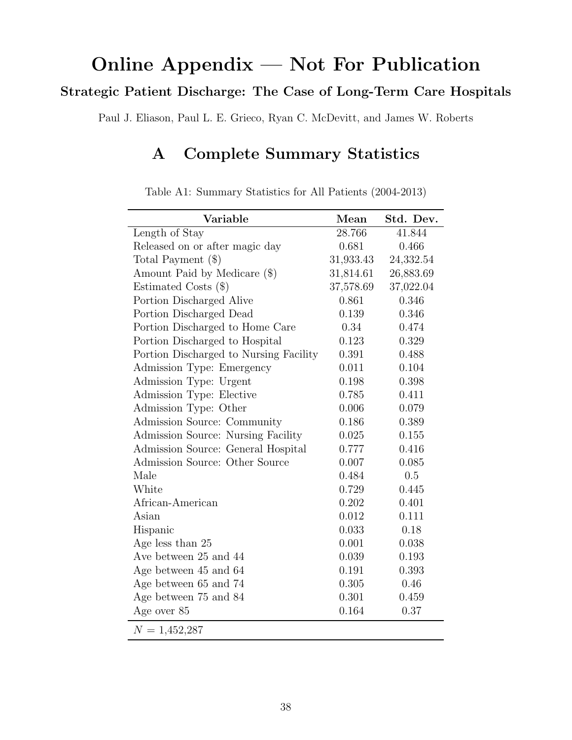# Online Appendix — Not For Publication

### Strategic Patient Discharge: The Case of Long-Term Care Hospitals

Paul J. Eliason, Paul L. E. Grieco, Ryan C. McDevitt, and James W. Roberts

## A Complete Summary Statistics

Table A1: Summary Statistics for All Patients (2004-2013)

| Variable | Mean | Std. Dev. |
|---|---|---|
| Length of Stay | 28.766 | 41.844 |
| Released on or after magic day | 0.681 | 0.466 |
| Total Payment ($) | 31,933.43 | 24,332.54 |
| Amount Paid by Medicare ($) | 31,814.61 | 26,883.69 |
| Estimated Costs ($) | 37,578.69 | 37,022.04 |
| Portion Discharged Alive | 0.861 | 0.346 |
| Portion Discharged Dead | 0.139 | 0.346 |
| Portion Discharged to Home Care | 0.34 | 0.474 |
| Portion Discharged to Hospital | 0.123 | 0.329 |
| Portion Discharged to Nursing Facility | 0.391 | 0.488 |
| Admission Type: Emergency | 0.011 | 0.104 |
| Admission Type: Urgent | 0.198 | 0.398 |
| Admission Type: Elective | 0.785 | 0.411 |
| Admission Type: Other | 0.006 | 0.079 |
| Admission Source: Community | 0.186 | 0.389 |
| Admission Source: Nursing Facility | 0.025 | 0.155 |
| Admission Source: General Hospital | 0.777 | 0.416 |
| Admission Source: Other Source | 0.007 | 0.085 |
| Male | 0.484 | 0.5 |
| White | 0.729 | 0.445 |
| African-American | 0.202 | 0.401 |
| Asian | 0.012 | 0.111 |
| Hispanic | 0.033 | 0.18 |
| Age less than 25 | 0.001 | 0.038 |
| Ave between 25 and 44 | 0.039 | 0.193 |
| Age between 45 and 64 | 0.191 | 0.393 |
| Age between 65 and 74 | 0.305 | 0.46 |
| Age between 75 and 84 | 0.301 | 0.459 |
| Age over 85 | 0.164 | 0.37 |
| $N$ = 1,452,287 | | |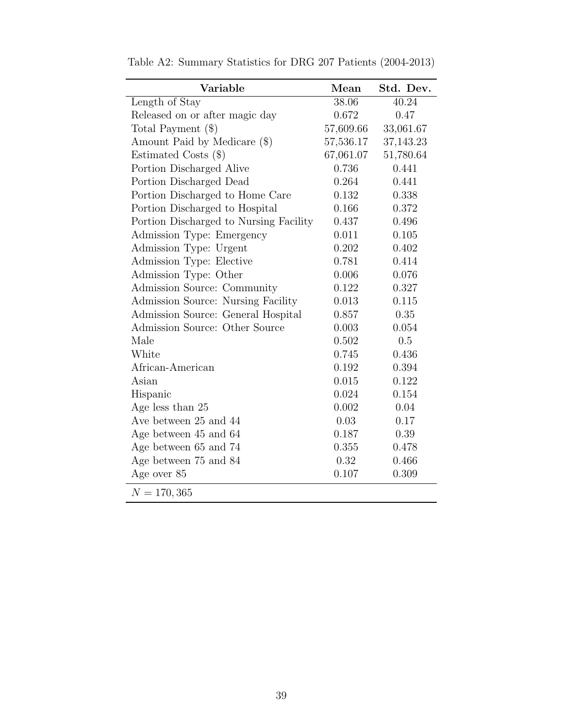Table A2: Summary Statistics for DRG 207 Patients (2004-2013)

| **Variable** | **Mean** | **Std. Dev.** |
|---|---|---|
| Length of Stay | 38.06 | 40.24 |
| Released on or after magic day | 0.672 | 0.47 |
| Total Payment ($) | 57,609.66 | 33,061.67 |
| Amount Paid by Medicare ($) | 57,536.17 | 37,143.23 |
| Estimated Costs ($) | 67,061.07 | 51,780.64 |
| Portion Discharged Alive | 0.736 | 0.441 |
| Portion Discharged Dead | 0.264 | 0.441 |
| Portion Discharged to Home Care | 0.132 | 0.338 |
| Portion Discharged to Hospital | 0.166 | 0.372 |
| Portion Discharged to Nursing Facility | 0.437 | 0.496 |
| Admission Type: Emergency | 0.011 | 0.105 |
| Admission Type: Urgent | 0.202 | 0.402 |
| Admission Type: Elective | 0.781 | 0.414 |
| Admission Type: Other | 0.006 | 0.076 |
| Admission Source: Community | 0.122 | 0.327 |
| Admission Source: Nursing Facility | 0.013 | 0.115 |
| Admission Source: General Hospital | 0.857 | 0.35 |
| Admission Source: Other Source | 0.003 | 0.054 |
| Male | 0.502 | 0.5 |
| White | 0.745 | 0.436 |
| African-American | 0.192 | 0.394 |
| Asian | 0.015 | 0.122 |
| Hispanic | 0.024 | 0.154 |
| Age less than 25 | 0.002 | 0.04 |
| Ave between 25 and 44 | 0.03 | 0.17 |
| Age between 45 and 64 | 0.187 | 0.39 |
| Age between 65 and 74 | 0.355 | 0.478 |
| Age between 75 and 84 | 0.32 | 0.466 |
| Age over 85 | 0.107 | 0.309 |
| $N = 170,365$ | | |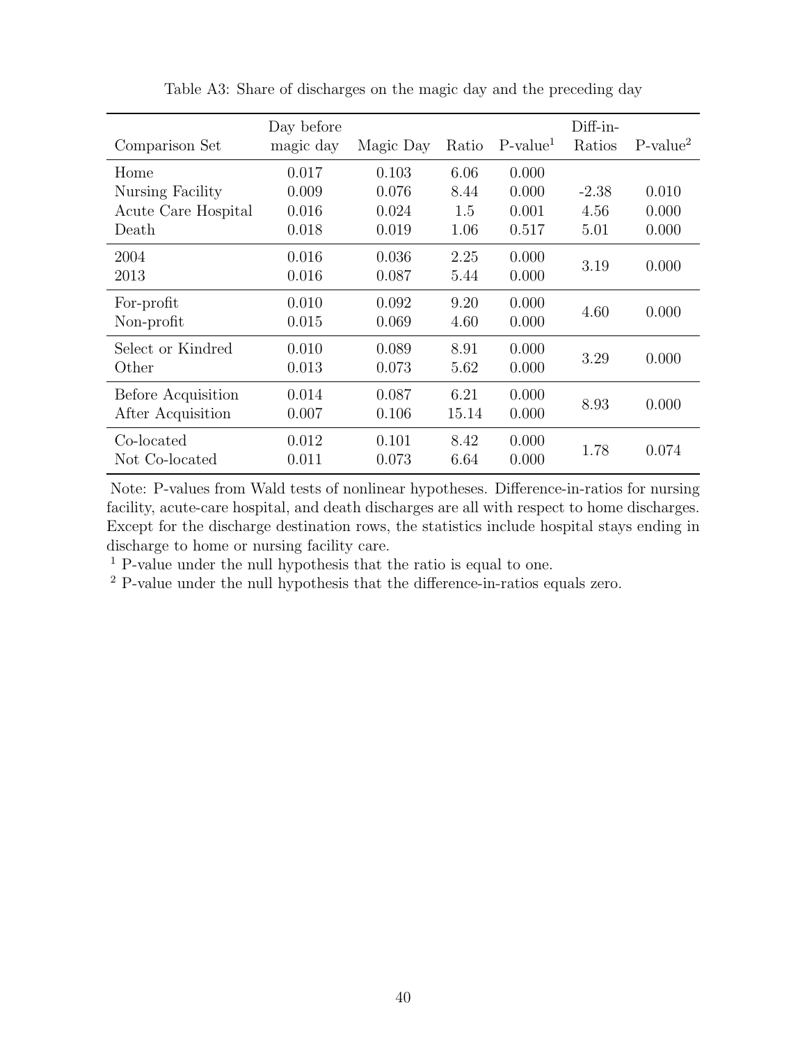Table A3: Share of discharges on the magic day and the preceding day

| Comparison Set | Day before magic day | Magic Day | Ratio | P-value[1] | Diff-in-Ratios | P-value[2] |
|---|---|---|---|---|---|---|
| Home | 0.017 | 0.103 | 6.06 | 0.000 | | |
| Nursing Facility | 0.009 | 0.076 | 8.44 | 0.000 | -2.38 | 0.010 |
| Acute Care Hospital | 0.016 | 0.024 | 1.5 | 0.001 | 4.56 | 0.000 |
| Death | 0.018 | 0.019 | 1.06 | 0.517 | 5.01 | 0.000 |
| 2004 | 0.016 | 0.036 | 2.25 | 0.000 | 3.19 | 0.000 |
| 2013 | 0.016 | 0.087 | 5.44 | 0.000 | | |
| For-profit | 0.010 | 0.092 | 9.20 | 0.000 | 4.60 | 0.000 |
| Non-profit | 0.015 | 0.069 | 4.60 | 0.000 | | |
| Select or Kindred | 0.010 | 0.089 | 8.91 | 0.000 | 3.29 | 0.000 |
| Other | 0.013 | 0.073 | 5.62 | 0.000 | | |
| Before Acquisition | 0.014 | 0.087 | 6.21 | 0.000 | 8.93 | 0.000 |
| After Acquisition | 0.007 | 0.106 | 15.14 | 0.000 | | |
| Co-located | 0.012 | 0.101 | 8.42 | 0.000 | 1.78 | 0.074 |
| Not Co-located | 0.011 | 0.073 | 6.64 | 0.000 | | |

Note: P-values from Wald tests of nonlinear hypotheses. Difference-in-ratios for nursing facility, acute-care hospital, and death discharges are all with respect to home discharges. Except for the discharge destination rows, the statistics include hospital stays ending in discharge to home or nursing facility care.

[1] P-value under the null hypothesis that the ratio is equal to one.

[2] P-value under the null hypothesis that the difference-in-ratios equals zero.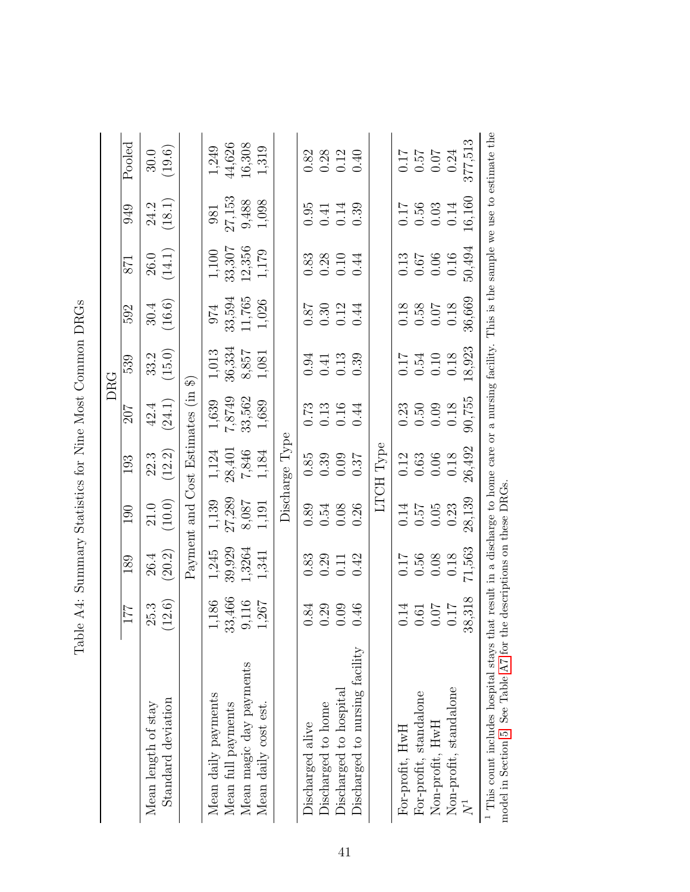Table A4: Summary Statistics for Nine Most Common DRGs

| | DRG | | | | | | | | | |
|---|---|---|---|---|---|---|---|---|---|---|
| | 177 | 189 | 190 | 193 | 207 | 539 | 592 | 871 | 949 | Pooled |
| Mean length of stay | 25.3 | 26.4 | 21.0 | 22.3 | 42.4 | 33.2 | 30.4 | 26.0 | 24.2 | 30.0 |
| Standard deviation | (12.6) | (20.2) | (10.0) | (12.2) | (24.1) | (15.0) | (16.6) | (14.1) | (18.1) | (19.6) |
| | Payment and Cost Estimates (in $) | | | | | | | | | |
| Mean daily payments | 1,186 | 1,245 | 1,139 | 1,124 | 1,639 | 1,013 | 974 | 1,100 | 981 | 1,249 |
| Mean full payments | 33,466 | 39,929 | 27,289 | 28,401 | 7,8749 | 36,334 | 33,594 | 33,307 | 27,153 | 44,626 |
| Mean magic day payments | 9,116 | 1,3264 | 8,087 | 7,846 | 33,562 | 8,857 | 11,765 | 12,356 | 9,488 | 16,308 |
| Mean daily cost est. | 1,267 | 1,341 | 1,191 | 1,184 | 1,689 | 1,081 | 1,026 | 1,179 | 1,098 | 1,319 |
| | Discharge Type | | | | | | | | | |
| Discharged alive | 0.84 | 0.83 | 0.89 | 0.85 | 0.73 | 0.94 | 0.87 | 0.83 | 0.95 | 0.82 |
| Discharged to home | 0.29 | 0.29 | 0.54 | 0.39 | 0.13 | 0.41 | 0.30 | 0.28 | 0.41 | 0.28 |
| Discharged to hospital | 0.09 | 0.11 | 0.08 | 0.09 | 0.16 | 0.13 | 0.12 | 0.10 | 0.14 | 0.12 |
| Discharged to nursing facility | 0.46 | 0.42 | 0.26 | 0.37 | 0.44 | 0.39 | 0.44 | 0.44 | 0.39 | 0.40 |
| | LTCH Type | | | | | | | | | |
| For-profit, HwH | 0.14 | 0.17 | 0.14 | 0.12 | 0.23 | 0.17 | 0.18 | 0.13 | 0.17 | 0.17 |
| For-profit, standalone | 0.61 | 0.56 | 0.57 | 0.63 | 0.50 | 0.54 | 0.58 | 0.67 | 0.56 | 0.57 |
| Non-profit, HwH | 0.07 | 0.08 | 0.05 | 0.06 | 0.09 | 0.10 | 0.07 | 0.06 | 0.03 | 0.07 |
| Non-profit, standalone | 0.17 | 0.18 | 0.23 | 0.18 | 0.18 | 0.18 | 0.18 | 0.16 | 0.14 | 0.24 |
| $N$[1] | 38,318 | 71,563 | 28,139 | 26,492 | 90,755 | 18,923 | 36,669 | 50,494 | 16,160 | 377,513 |

[1] This count includes hospital stays that result in a discharge to home care or a nursing facility. This is the sample we use to estimate the model in Section 5. See Table A7 for the descriptions on these DRGs.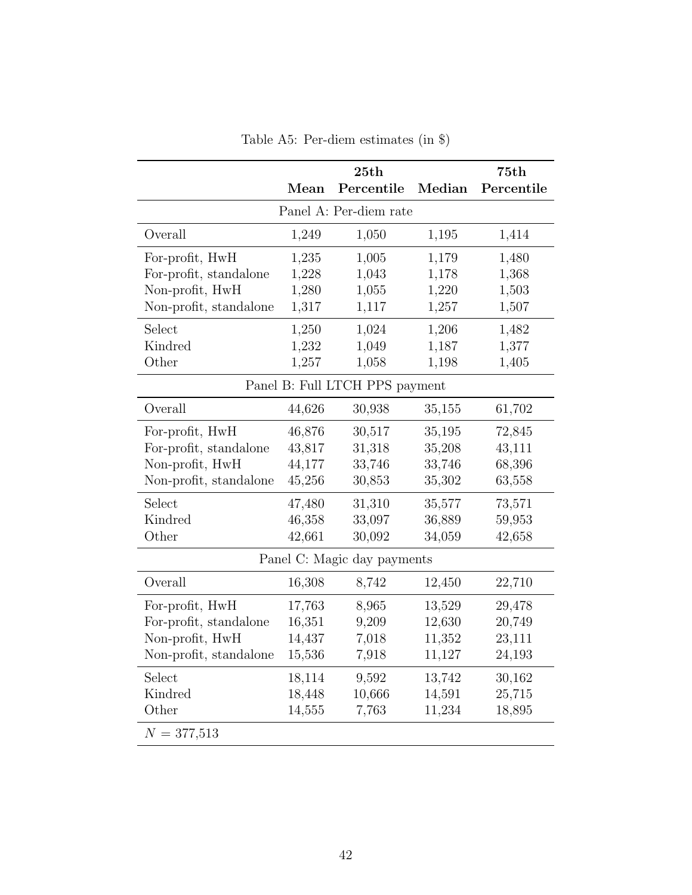Table A5: Per-diem estimates (in $)

| | Mean | 25th Percentile | Median | 75th Percentile |
|---|---|---|---|---|
| Panel A: Per-diem rate | | | | |
| Overall | 1,249 | 1,050 | 1,195 | 1,414 |
| For-profit, HwH | 1,235 | 1,005 | 1,179 | 1,480 |
| For-profit, standalone | 1,228 | 1,043 | 1,178 | 1,368 |
| Non-profit, HwH | 1,280 | 1,055 | 1,220 | 1,503 |
| Non-profit, standalone | 1,317 | 1,117 | 1,257 | 1,507 |
| Select | 1,250 | 1,024 | 1,206 | 1,482 |
| Kindred | 1,232 | 1,049 | 1,187 | 1,377 |
| Other | 1,257 | 1,058 | 1,198 | 1,405 |
| Panel B: Full LTCH PPS payment | | | | |
| Overall | 44,626 | 30,938 | 35,155 | 61,702 |
| For-profit, HwH | 46,876 | 30,517 | 35,195 | 72,845 |
| For-profit, standalone | 43,817 | 31,318 | 35,208 | 43,111 |
| Non-profit, HwH | 44,177 | 33,746 | 33,746 | 68,396 |
| Non-profit, standalone | 45,256 | 30,853 | 35,302 | 63,558 |
| Select | 47,480 | 31,310 | 35,577 | 73,571 |
| Kindred | 46,358 | 33,097 | 36,889 | 59,953 |
| Other | 42,661 | 30,092 | 34,059 | 42,658 |
| Panel C: Magic day payments | | | | |
| Overall | 16,308 | 8,742 | 12,450 | 22,710 |
| For-profit, HwH | 17,763 | 8,965 | 13,529 | 29,478 |
| For-profit, standalone | 16,351 | 9,209 | 12,630 | 20,749 |
| Non-profit, HwH | 14,437 | 7,018 | 11,352 | 23,111 |
| Non-profit, standalone | 15,536 | 7,918 | 11,127 | 24,193 |
| Select | 18,114 | 9,592 | 13,742 | 30,162 |
| Kindred | 18,448 | 10,666 | 14,591 | 25,715 |
| Other | 14,555 | 7,763 | 11,234 | 18,895 |
| $N = 377{,}513$ | | | | |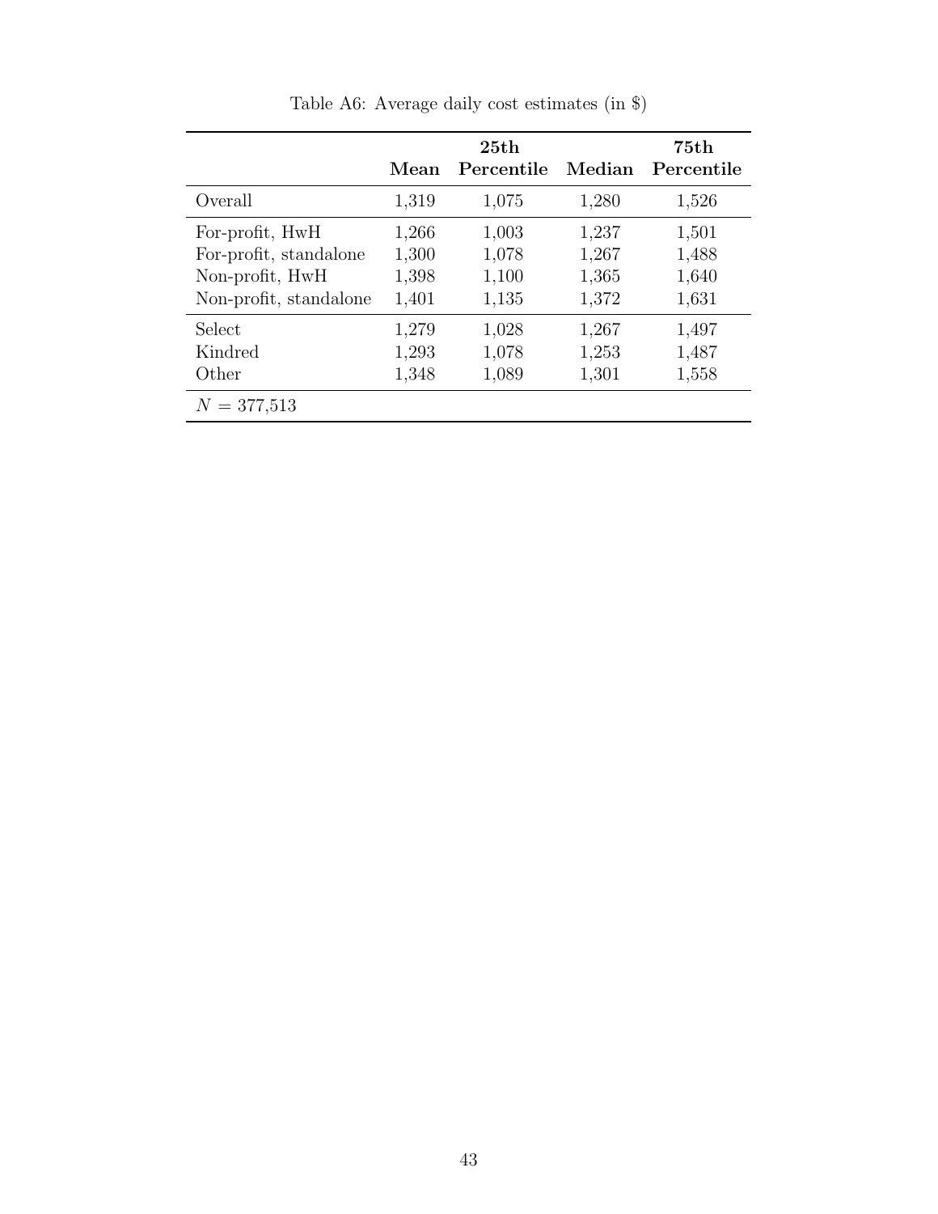Table A6: Average daily cost estimates (in $)

| | Mean | 25th Percentile | Median | 75th Percentile |
|---|---|---|---|---|
| Overall | 1,319 | 1,075 | 1,280 | 1,526 |
| For-profit, HwH | 1,266 | 1,003 | 1,237 | 1,501 |
| For-profit, standalone | 1,300 | 1,078 | 1,267 | 1,488 |
| Non-profit, HwH | 1,398 | 1,100 | 1,365 | 1,640 |
| Non-profit, standalone | 1,401 | 1,135 | 1,372 | 1,631 |
| Select | 1,279 | 1,028 | 1,267 | 1,497 |
| Kindred | 1,293 | 1,078 | 1,253 | 1,487 |
| Other | 1,348 | 1,089 | 1,301 | 1,558 |
| $N = 377{,}513$ | | | | |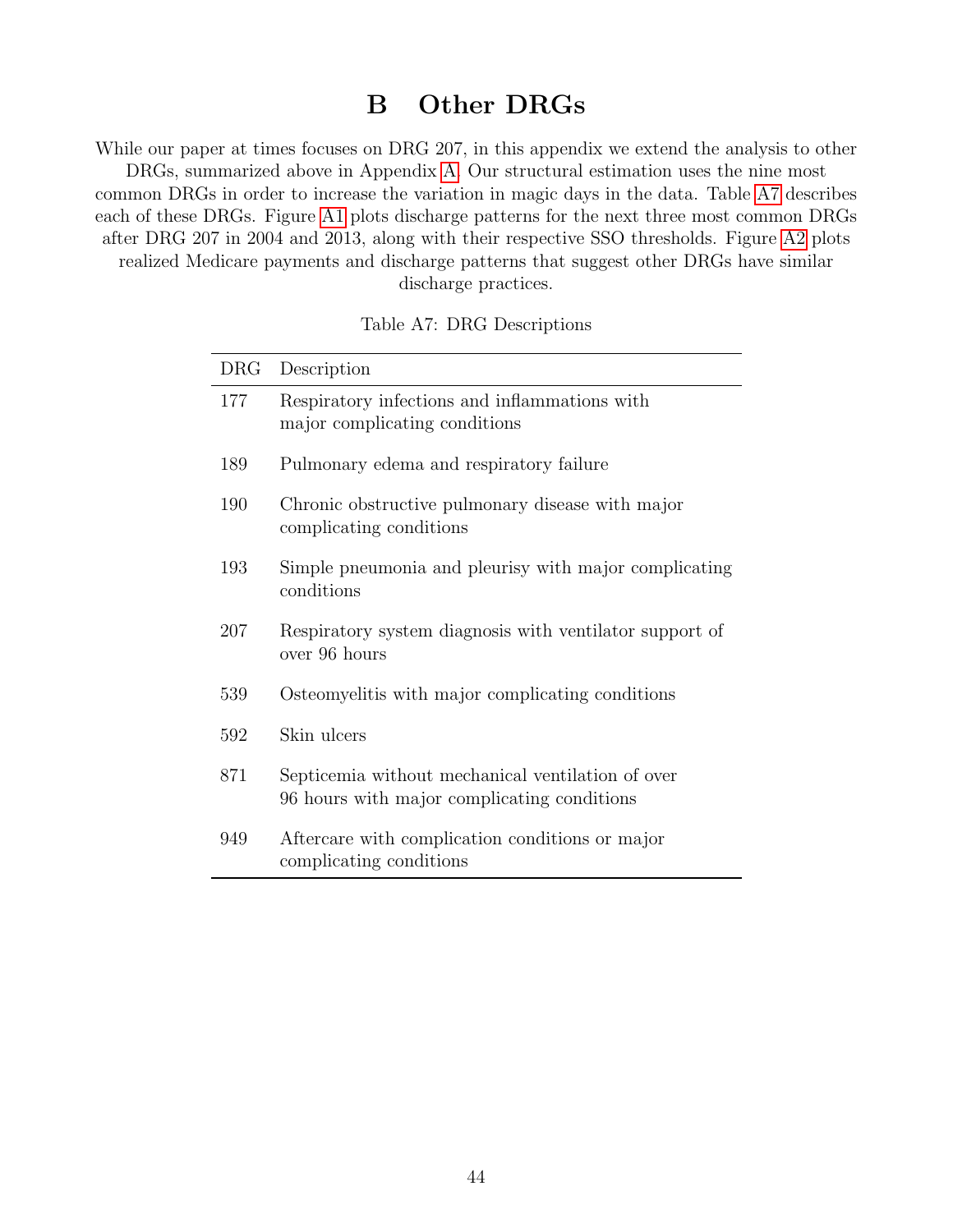# B Other DRGs

While our paper at times focuses on DRG 207, in this appendix we extend the analysis to other DRGs, summarized above in Appendix A. Our structural estimation uses the nine most common DRGs in order to increase the variation in magic days in the data. Table A7 describes each of these DRGs. Figure A1 plots discharge patterns for the next three most common DRGs after DRG 207 in 2004 and 2013, along with their respective SSO thresholds. Figure A2 plots realized Medicare payments and discharge patterns that suggest other DRGs have similar discharge practices.

Table A7: DRG Descriptions

| DRG | Description |
|---|---|
| 177 | Respiratory infections and inflammations with major complicating conditions |
| 189 | Pulmonary edema and respiratory failure |
| 190 | Chronic obstructive pulmonary disease with major complicating conditions |
| 193 | Simple pneumonia and pleurisy with major complicating conditions |
| 207 | Respiratory system diagnosis with ventilator support of over 96 hours |
| 539 | Osteomyelitis with major complicating conditions |
| 592 | Skin ulcers |
| 871 | Septicemia without mechanical ventilation of over 96 hours with major complicating conditions |
| 949 | Aftercare with complication conditions or major complicating conditions |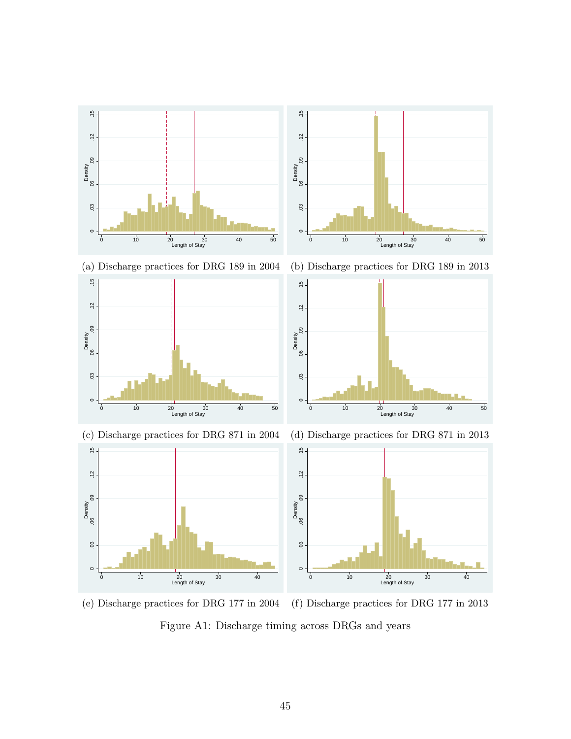(a) Discharge practices for DRG 189 in 2004

(b) Discharge practices for DRG 189 in 2013

(c) Discharge practices for DRG 871 in 2004

(d) Discharge practices for DRG 871 in 2013

(e) Discharge practices for DRG 177 in 2004

(f) Discharge practices for DRG 177 in 2013

Figure A1: Discharge timing across DRGs and years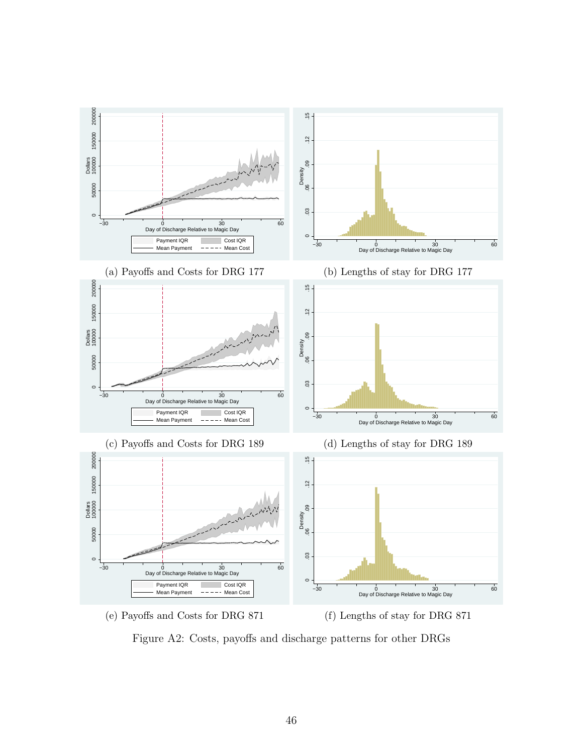(a) Payoffs and Costs for DRG 177

(b) Lengths of stay for DRG 177

(c) Payoffs and Costs for DRG 189

(d) Lengths of stay for DRG 189

(e) Payoffs and Costs for DRG 871

(f) Lengths of stay for DRG 871

Figure A2: Costs, payoffs and discharge patterns for other DRGs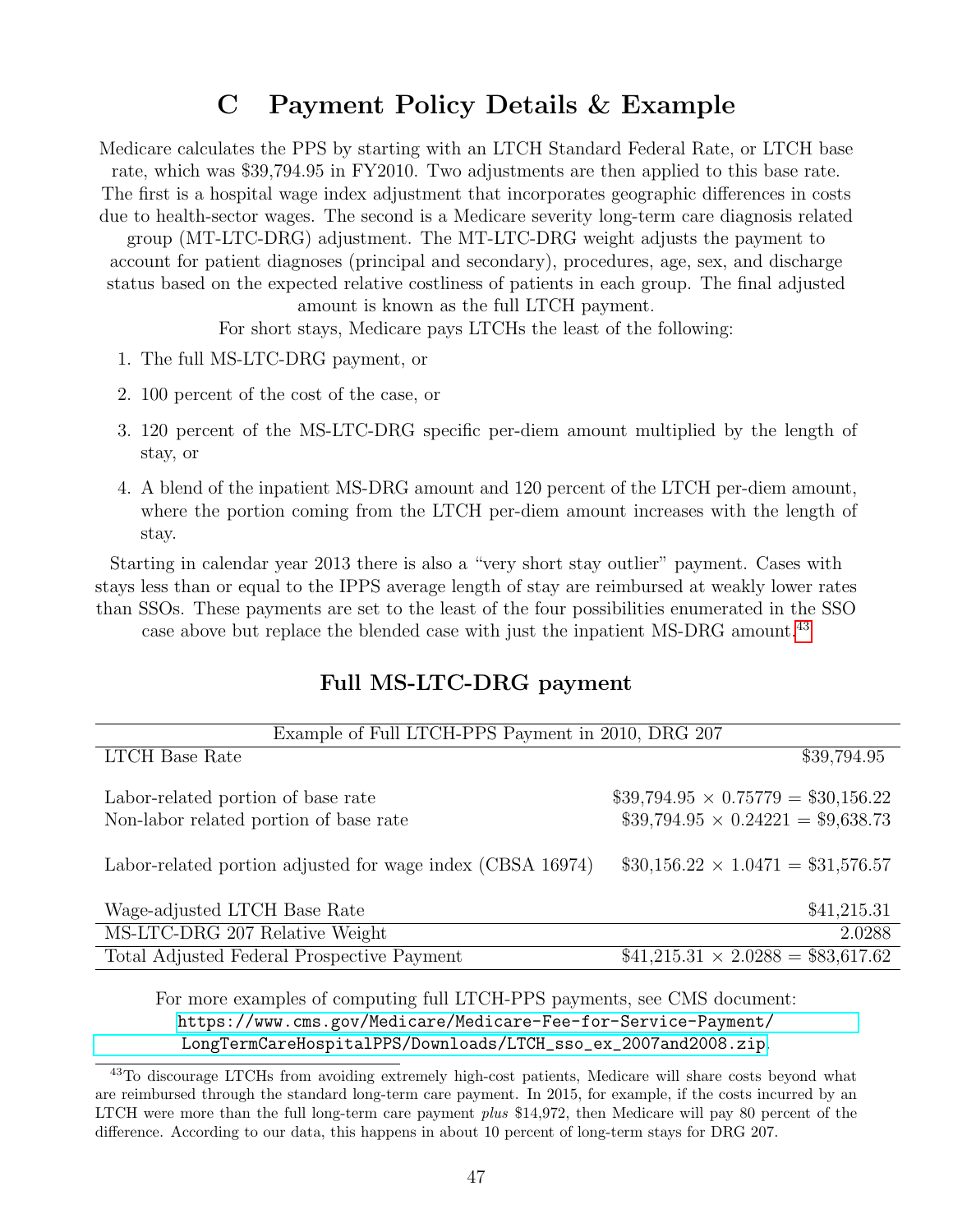# C Payment Policy Details & Example

Medicare calculates the PPS by starting with an LTCH Standard Federal Rate, or LTCH base rate, which was $39,794.95 in FY2010. Two adjustments are then applied to this base rate. The first is a hospital wage index adjustment that incorporates geographic differences in costs due to health-sector wages. The second is a Medicare severity long-term care diagnosis related group (MT-LTC-DRG) adjustment. The MT-LTC-DRG weight adjusts the payment to account for patient diagnoses (principal and secondary), procedures, age, sex, and discharge status based on the expected relative costliness of patients in each group. The final adjusted amount is known as the full LTCH payment.

For short stays, Medicare pays LTCHs the least of the following:

1. The full MS-LTC-DRG payment, or
2. 100 percent of the cost of the case, or
3. 120 percent of the MS-LTC-DRG specific per-diem amount multiplied by the length of stay, or
4. A blend of the inpatient MS-DRG amount and 120 percent of the LTCH per-diem amount, where the portion coming from the LTCH per-diem amount increases with the length of stay.

Starting in calendar year 2013 there is also a "very short stay outlier" payment. Cases with stays less than or equal to the IPPS average length of stay are reimbursed at weakly lower rates than SSOs. These payments are set to the least of the four possibilities enumerated in the SSO case above but replace the blended case with just the inpatient MS-DRG amount.[43]

## Full MS-LTC-DRG payment

| Example of Full LTCH-PPS Payment in 2010, DRG 207 | |
|---|---|
| LTCH Base Rate | $39,794.95 |
| Labor-related portion of base rate | $39,794.95 × 0.75779 = $30,156.22 |
| Non-labor related portion of base rate | $39,794.95 × 0.24221 = $9,638.73 |
| Labor-related portion adjusted for wage index (CBSA 16974) | $30,156.22 × 1.0471 = $31,576.57 |
| Wage-adjusted LTCH Base Rate | $41,215.31 |
| MS-LTC-DRG 207 Relative Weight | 2.0288 |
| Total Adjusted Federal Prospective Payment | $41,215.31 × 2.0288 = $83,617.62 |

For more examples of computing full LTCH-PPS payments, see CMS document: https://www.cms.gov/Medicare/Medicare-Fee-for-Service-Payment/LongTermCareHospitalPPS/Downloads/LTCH_sso_ex_2007and2008.zip

[43] To discourage LTCHs from avoiding extremely high-cost patients, Medicare will share costs beyond what are reimbursed through the standard long-term care payment. In 2015, for example, if the costs incurred by an LTCH were more than the full long-term care payment *plus* $14,972, then Medicare will pay 80 percent of the difference. According to our data, this happens in about 10 percent of long-term stays for DRG 207.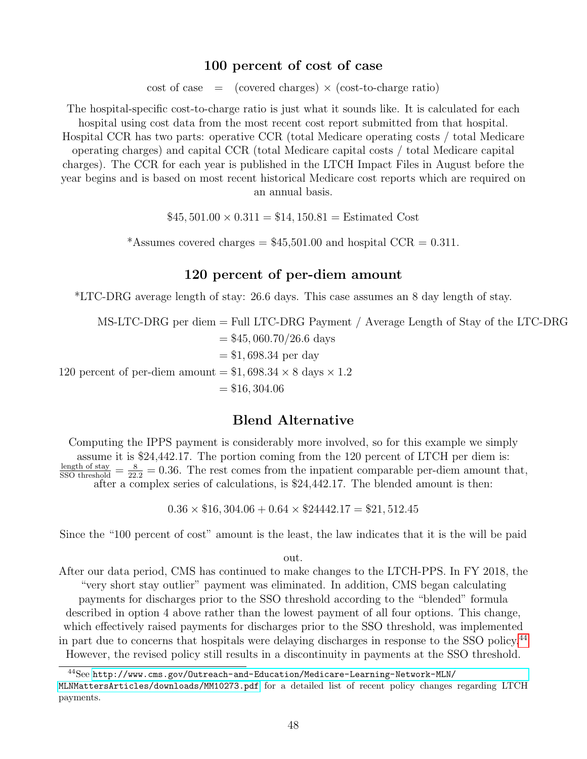### 100 percent of cost of case

$$\text{cost of case} = (\text{covered charges}) \times (\text{cost-to-charge ratio})$$

The hospital-specific cost-to-charge ratio is just what it sounds like. It is calculated for each hospital using cost data from the most recent cost report submitted from that hospital. Hospital CCR has two parts: operative CCR (total Medicare operating costs / total Medicare operating charges) and capital CCR (total Medicare capital costs / total Medicare capital charges). The CCR for each year is published in the LTCH Impact Files in August before the year begins and is based on most recent historical Medicare cost reports which are required on an annual basis.

$$\$45,501.00 \times 0.311 = \$14,150.81 = \text{Estimated Cost}$$

*Assumes covered charges = $45,501.00 and hospital CCR = 0.311.

### 120 percent of per-diem amount

*LTC-DRG average length of stay: 26.6 days. This case assumes an 8 day length of stay.

$$\begin{aligned}
\text{MS-LTC-DRG per diem} &= \text{Full LTC-DRG Payment / Average Length of Stay of the LTC-DRG} \\
&= \$45,060.70/26.6 \text{ days} \\
&= \$1,698.34 \text{ per day} \\
\text{120 percent of per-diem amount} &= \$1,698.34 \times 8 \text{ days} \times 1.2 \\
&= \$16,304.06
\end{aligned}$$

### Blend Alternative

Computing the IPPS payment is considerably more involved, so for this example we simply assume it is $24,442.17. The portion coming from the 120 percent of LTCH per diem is: $\frac{\text{length of stay}}{\text{SSO threshold}} = \frac{8}{22.2} = 0.36$. The rest comes from the inpatient comparable per-diem amount that, after a complex series of calculations, is $24,442.17. The blended amount is then:

$$0.36 \times \$16,304.06 + 0.64 \times \$24442.17 = \$21,512.45$$

Since the "100 percent of cost" amount is the least, the law indicates that it is the will be paid out.

After our data period, CMS has continued to make changes to the LTCH-PPS. In FY 2018, the "very short stay outlier" payment was eliminated. In addition, CMS began calculating payments for discharges prior to the SSO threshold according to the "blended" formula described in option 4 above rather than the lowest payment of all four options. This change, which effectively raised payments for discharges prior to the SSO threshold, was implemented in part due to concerns that hospitals were delaying discharges in response to the SSO policy.[44] However, the revised policy still results in a discontinuity in payments at the SSO threshold.

[44] See http://www.cms.gov/Outreach-and-Education/Medicare-Learning-Network-MLN/MLNMattersArticles/downloads/MM10273.pdf for a detailed list of recent policy changes regarding LTCH payments.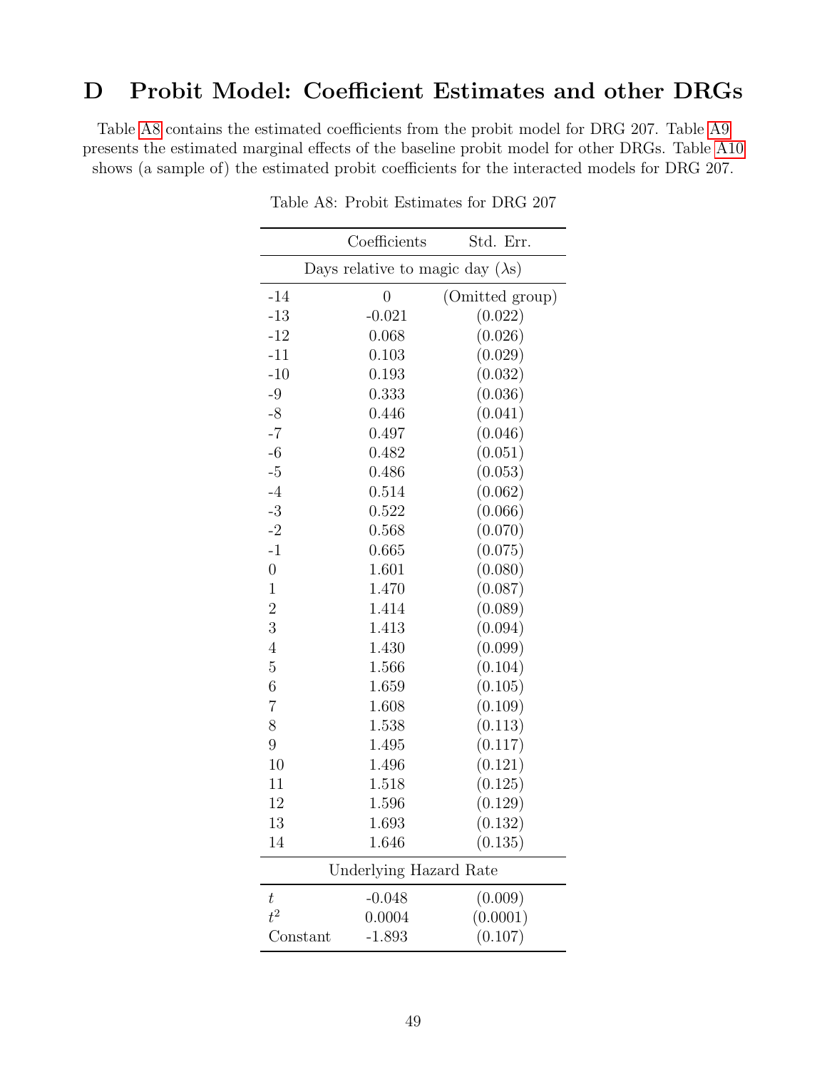# D Probit Model: Coefficient Estimates and other DRGs

Table A8 contains the estimated coefficients from the probit model for DRG 207. Table A9 presents the estimated marginal effects of the baseline probit model for other DRGs. Table A10 shows (a sample of) the estimated probit coefficients for the interacted models for DRG 207.

Table A8: Probit Estimates for DRG 207

| | Coefficients | Std. Err. |
|---|---|---|
| Days relative to magic day ($\lambda$s) | | |
| -14 | 0 | (Omitted group) |
| -13 | -0.021 | (0.022) |
| -12 | 0.068 | (0.026) |
| -11 | 0.103 | (0.029) |
| -10 | 0.193 | (0.032) |
| -9 | 0.333 | (0.036) |
| -8 | 0.446 | (0.041) |
| -7 | 0.497 | (0.046) |
| -6 | 0.482 | (0.051) |
| -5 | 0.486 | (0.053) |
| -4 | 0.514 | (0.062) |
| -3 | 0.522 | (0.066) |
| -2 | 0.568 | (0.070) |
| -1 | 0.665 | (0.075) |
| 0 | 1.601 | (0.080) |
| 1 | 1.470 | (0.087) |
| 2 | 1.414 | (0.089) |
| 3 | 1.413 | (0.094) |
| 4 | 1.430 | (0.099) |
| 5 | 1.566 | (0.104) |
| 6 | 1.659 | (0.105) |
| 7 | 1.608 | (0.109) |
| 8 | 1.538 | (0.113) |
| 9 | 1.495 | (0.117) |
| 10 | 1.496 | (0.121) |
| 11 | 1.518 | (0.125) |
| 12 | 1.596 | (0.129) |
| 13 | 1.693 | (0.132) |
| 14 | 1.646 | (0.135) |
| Underlying Hazard Rate | | |
| $t$ | -0.048 | (0.009) |
| $t^2$ | 0.0004 | (0.0001) |
| Constant | -1.893 | (0.107) |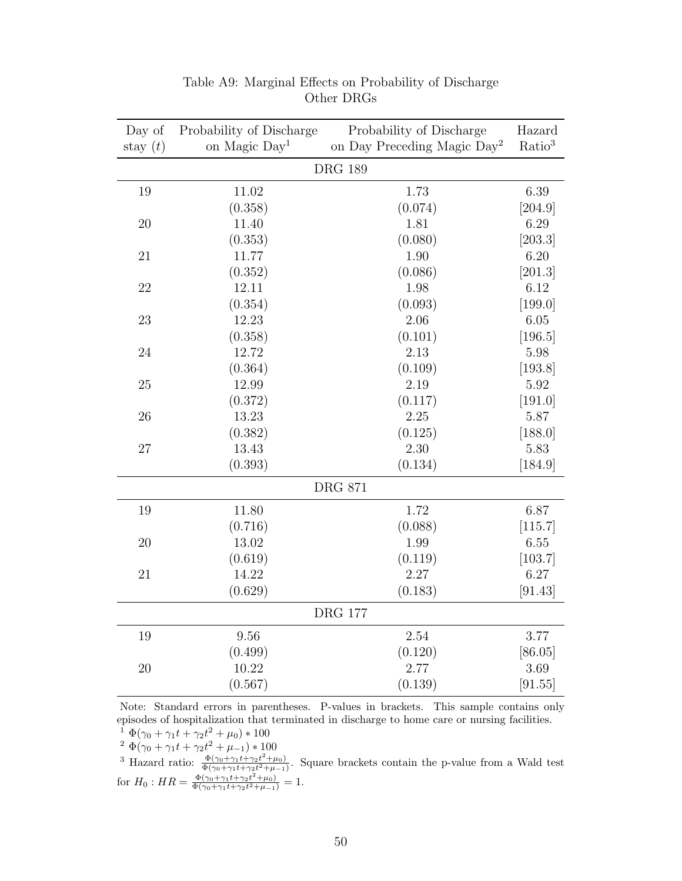Table A9: Marginal Effects on Probability of Discharge
Other DRGs

| Day of stay ($t$) | Probability of Discharge on Magic Day[1] | Probability of Discharge on Day Preceding Magic Day[2] | Hazard Ratio[3] |
|---|---|---|---|
| | **DRG 189** | | |
| 19 | 11.02 | 1.73 | 6.39 |
| | (0.358) | (0.074) | [204.9] |
| 20 | 11.40 | 1.81 | 6.29 |
| | (0.353) | (0.080) | [203.3] |
| 21 | 11.77 | 1.90 | 6.20 |
| | (0.352) | (0.086) | [201.3] |
| 22 | 12.11 | 1.98 | 6.12 |
| | (0.354) | (0.093) | [199.0] |
| 23 | 12.23 | 2.06 | 6.05 |
| | (0.358) | (0.101) | [196.5] |
| 24 | 12.72 | 2.13 | 5.98 |
| | (0.364) | (0.109) | [193.8] |
| 25 | 12.99 | 2.19 | 5.92 |
| | (0.372) | (0.117) | [191.0] |
| 26 | 13.23 | 2.25 | 5.87 |
| | (0.382) | (0.125) | [188.0] |
| 27 | 13.43 | 2.30 | 5.83 |
| | (0.393) | (0.134) | [184.9] |
| | **DRG 871** | | |
| 19 | 11.80 | 1.72 | 6.87 |
| | (0.716) | (0.088) | [115.7] |
| 20 | 13.02 | 1.99 | 6.55 |
| | (0.619) | (0.119) | [103.7] |
| 21 | 14.22 | 2.27 | 6.27 |
| | (0.629) | (0.183) | [91.43] |
| | **DRG 177** | | |
| 19 | 9.56 | 2.54 | 3.77 |
| | (0.499) | (0.120) | [86.05] |
| 20 | 10.22 | 2.77 | 3.69 |
| | (0.567) | (0.139) | [91.55] |

Note: Standard errors in parentheses. P-values in brackets. This sample contains only episodes of hospitalization that terminated in discharge to home care or nursing facilities.

[1] $\Phi(\gamma_0 + \gamma_1 t + \gamma_2 t^2 + \mu_0) * 100$

[2] $\Phi(\gamma_0 + \gamma_1 t + \gamma_2 t^2 + \mu_{-1}) * 100$

[3] Hazard ratio: $\frac{\Phi(\gamma_0+\gamma_1 t+\gamma_2 t^2+\mu_0)}{\Phi(\gamma_0+\gamma_1 t+\gamma_2 t^2+\mu_{-1})}$. Square brackets contain the p-value from a Wald test for $H_0 : HR = \frac{\Phi(\gamma_0+\gamma_1 t+\gamma_2 t^2+\mu_0)}{\Phi(\gamma_0+\gamma_1 t+\gamma_2 t^2+\mu_{-1})} = 1$.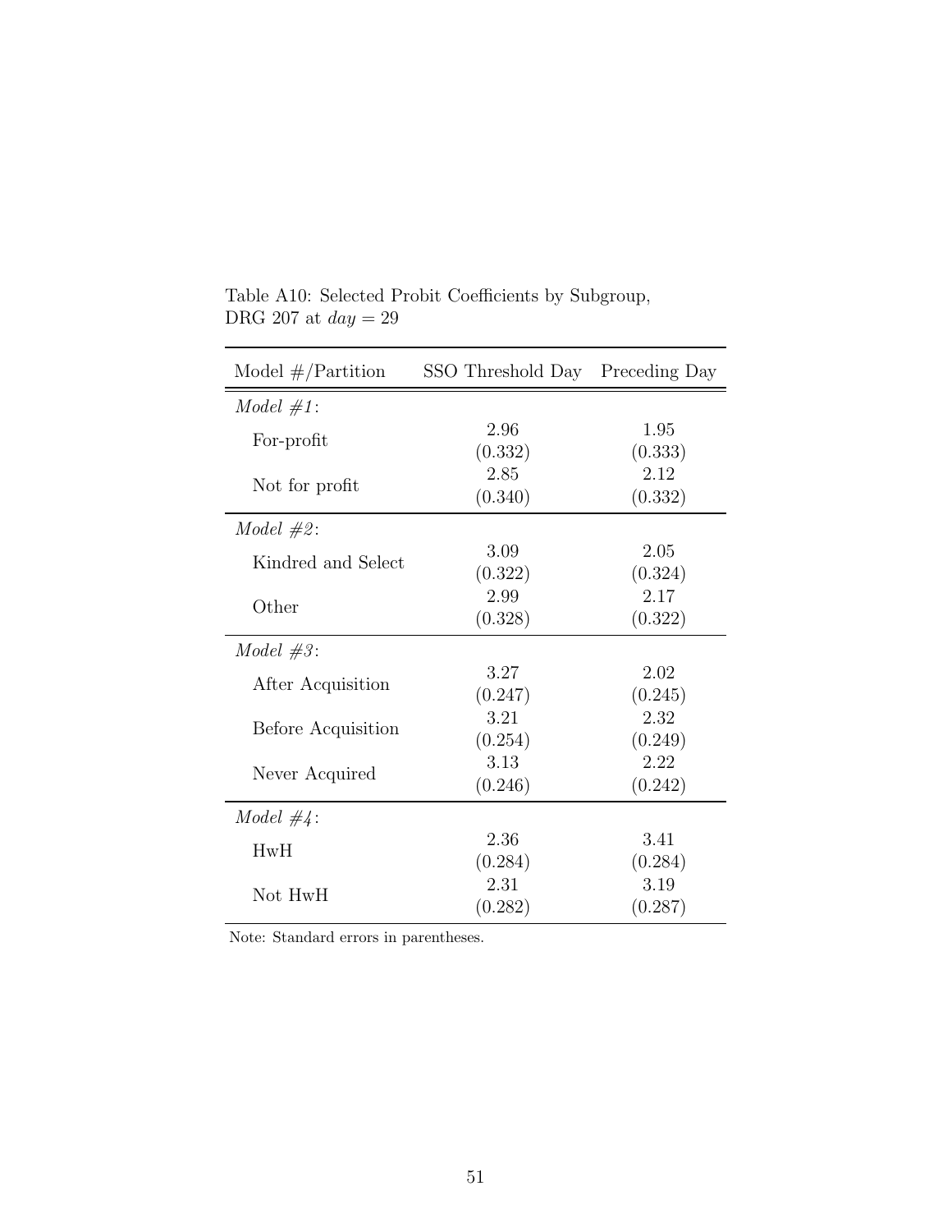Table A10: Selected Probit Coefficients by Subgroup, DRG 207 at $day = 29$

| Model #/Partition | SSO Threshold Day | Preceding Day |
|---|---|---|
| *Model #1*: | | |
| For-profit | 2.96<br>(0.332) | 1.95<br>(0.333) |
| Not for profit | 2.85<br>(0.340) | 2.12<br>(0.332) |
| *Model #2*: | | |
| Kindred and Select | 3.09<br>(0.322) | 2.05<br>(0.324) |
| Other | 2.99<br>(0.328) | 2.17<br>(0.322) |
| *Model #3*: | | |
| After Acquisition | 3.27<br>(0.247) | 2.02<br>(0.245) |
| Before Acquisition | 3.21<br>(0.254) | 2.32<br>(0.249) |
| Never Acquired | 3.13<br>(0.246) | 2.22<br>(0.242) |
| *Model #4*: | | |
| HwH | 2.36<br>(0.284) | 3.41<br>(0.284) |
| Not HwH | 2.31<br>(0.282) | 3.19<br>(0.287) |

Note: Standard errors in parentheses.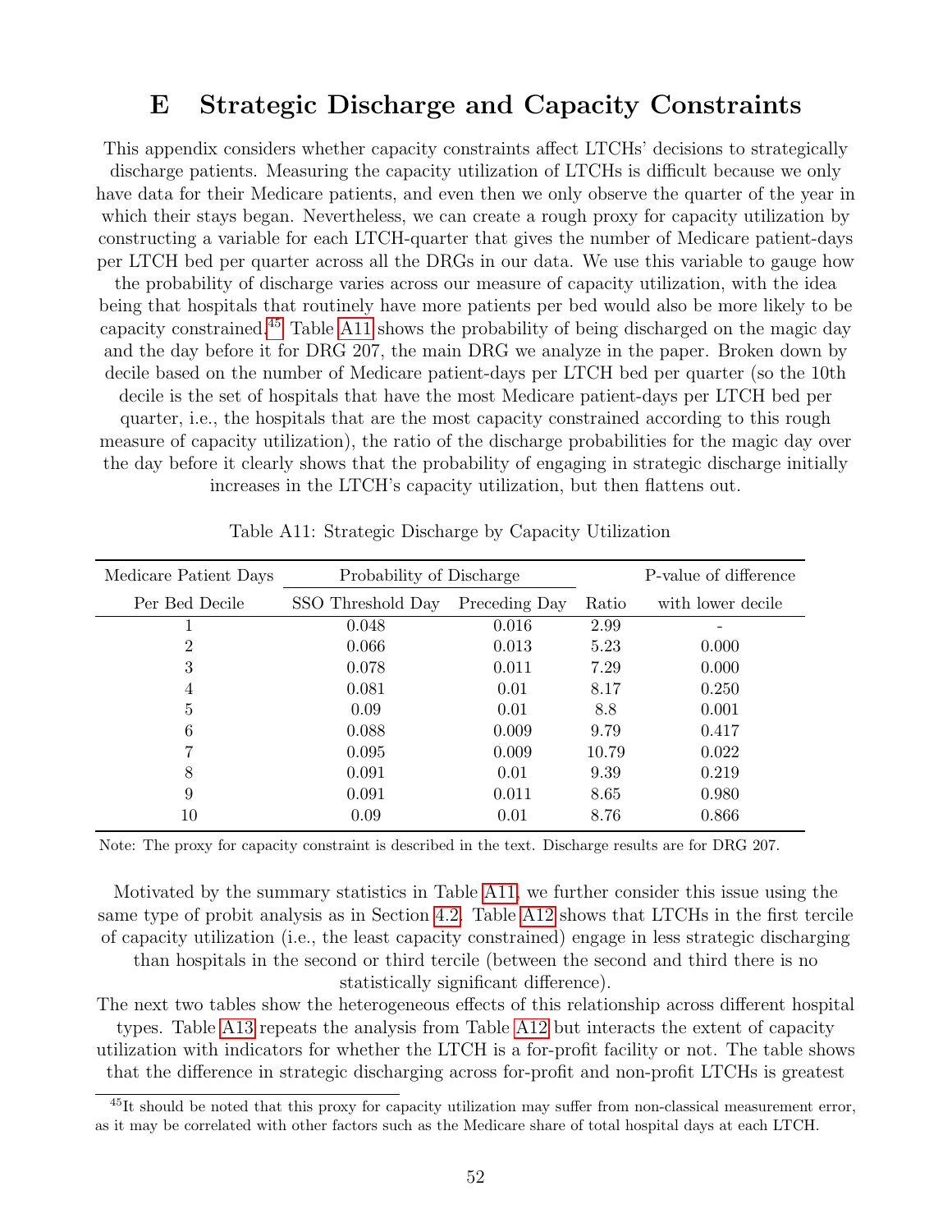# E Strategic Discharge and Capacity Constraints

This appendix considers whether capacity constraints affect LTCHs' decisions to strategically discharge patients. Measuring the capacity utilization of LTCHs is difficult because we only have data for their Medicare patients, and even then we only observe the quarter of the year in which their stays began. Nevertheless, we can create a rough proxy for capacity utilization by constructing a variable for each LTCH-quarter that gives the number of Medicare patient-days per LTCH bed per quarter across all the DRGs in our data. We use this variable to gauge how the probability of discharge varies across our measure of capacity utilization, with the idea being that hospitals that routinely have more patients per bed would also be more likely to be capacity constrained.[45] Table A11 shows the probability of being discharged on the magic day and the day before it for DRG 207, the main DRG we analyze in the paper. Broken down by decile based on the number of Medicare patient-days per LTCH bed per quarter (so the 10th decile is the set of hospitals that have the most Medicare patient-days per LTCH bed per quarter, i.e., the hospitals that are the most capacity constrained according to this rough measure of capacity utilization), the ratio of the discharge probabilities for the magic day over the day before it clearly shows that the probability of engaging in strategic discharge initially increases in the LTCH's capacity utilization, but then flattens out.

Table A11: Strategic Discharge by Capacity Utilization

| Medicare Patient Days | Probability of Discharge | | | P-value of difference |
|---|---|---|---|---|
| Per Bed Decile | SSO Threshold Day | Preceding Day | Ratio | with lower decile |
| 1 | 0.048 | 0.016 | 2.99 | - |
| 2 | 0.066 | 0.013 | 5.23 | 0.000 |
| 3 | 0.078 | 0.011 | 7.29 | 0.000 |
| 4 | 0.081 | 0.01 | 8.17 | 0.250 |
| 5 | 0.09 | 0.01 | 8.8 | 0.001 |
| 6 | 0.088 | 0.009 | 9.79 | 0.417 |
| 7 | 0.095 | 0.009 | 10.79 | 0.022 |
| 8 | 0.091 | 0.01 | 9.39 | 0.219 |
| 9 | 0.091 | 0.011 | 8.65 | 0.980 |
| 10 | 0.09 | 0.01 | 8.76 | 0.866 |

Note: The proxy for capacity constraint is described in the text. Discharge results are for DRG 207.

Motivated by the summary statistics in Table A11, we further consider this issue using the same type of probit analysis as in Section 4.2. Table A12 shows that LTCHs in the first tercile of capacity utilization (i.e., the least capacity constrained) engage in less strategic discharging than hospitals in the second or third tercile (between the second and third there is no statistically significant difference).

The next two tables show the heterogeneous effects of this relationship across different hospital types. Table A13 repeats the analysis from Table A12 but interacts the extent of capacity utilization with indicators for whether the LTCH is a for-profit facility or not. The table shows that the difference in strategic discharging across for-profit and non-profit LTCHs is greatest

[45] It should be noted that this proxy for capacity utilization may suffer from non-classical measurement error, as it may be correlated with other factors such as the Medicare share of total hospital days at each LTCH.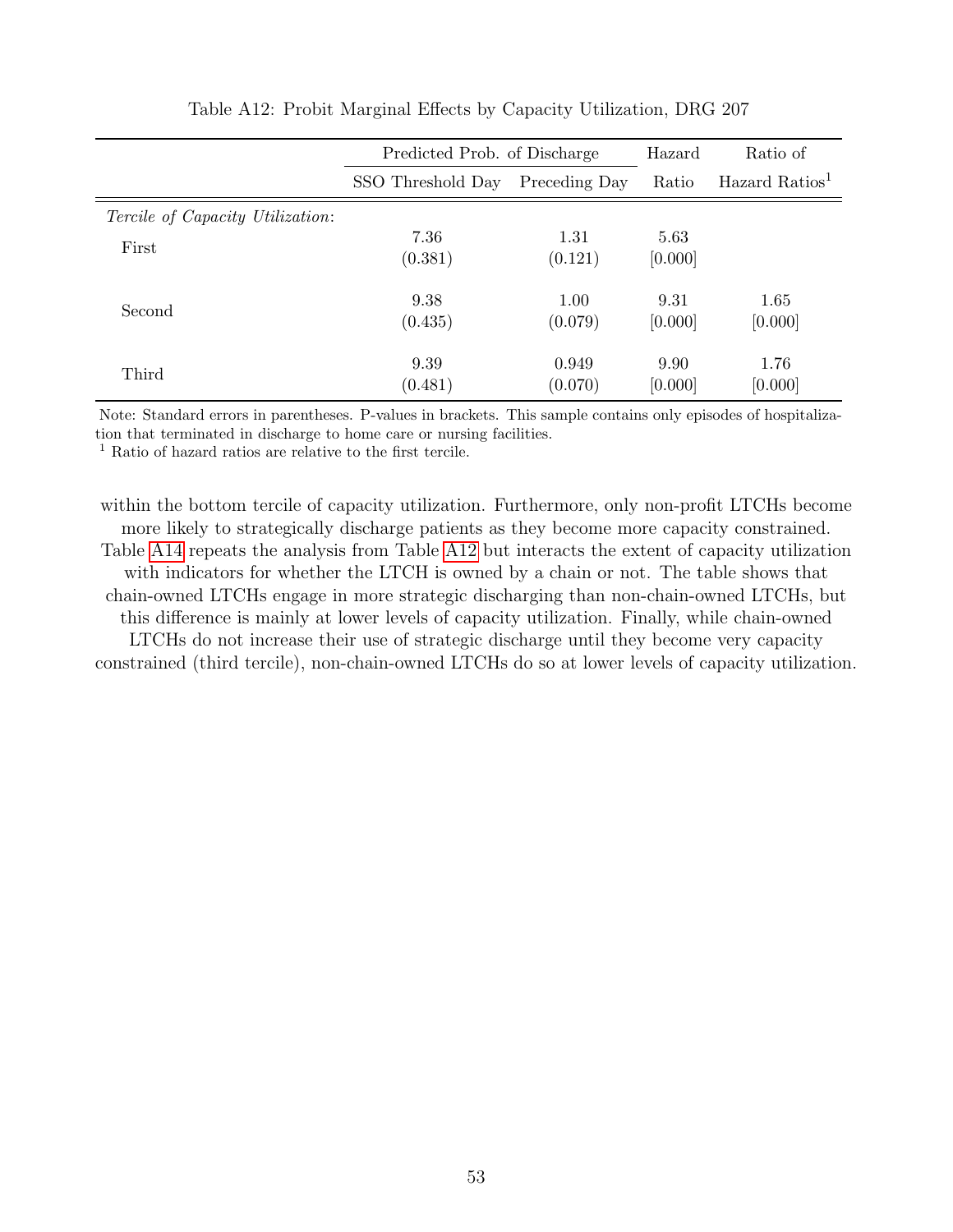Table A12: Probit Marginal Effects by Capacity Utilization, DRG 207

| | Predicted Prob. of Discharge | | Hazard | Ratio of |
|---|---|---|---|---|
| | SSO Threshold Day | Preceding Day | Ratio | Hazard Ratios[1] |
| *Tercile of Capacity Utilization*: | | | | |
| First | 7.36 | 1.31 | 5.63 | |
| | (0.381) | (0.121) | [0.000] | |
| Second | 9.38 | 1.00 | 9.31 | 1.65 |
| | (0.435) | (0.079) | [0.000] | [0.000] |
| Third | 9.39 | 0.949 | 9.90 | 1.76 |
| | (0.481) | (0.070) | [0.000] | [0.000] |

Note: Standard errors in parentheses. P-values in brackets. This sample contains only episodes of hospitalization that terminated in discharge to home care or nursing facilities.
[1] Ratio of hazard ratios are relative to the first tercile.

within the bottom tercile of capacity utilization. Furthermore, only non-profit LTCHs become more likely to strategically discharge patients as they become more capacity constrained. Table A14 repeats the analysis from Table A12 but interacts the extent of capacity utilization with indicators for whether the LTCH is owned by a chain or not. The table shows that chain-owned LTCHs engage in more strategic discharging than non-chain-owned LTCHs, but this difference is mainly at lower levels of capacity utilization. Finally, while chain-owned LTCHs do not increase their use of strategic discharge until they become very capacity constrained (third tercile), non-chain-owned LTCHs do so at lower levels of capacity utilization.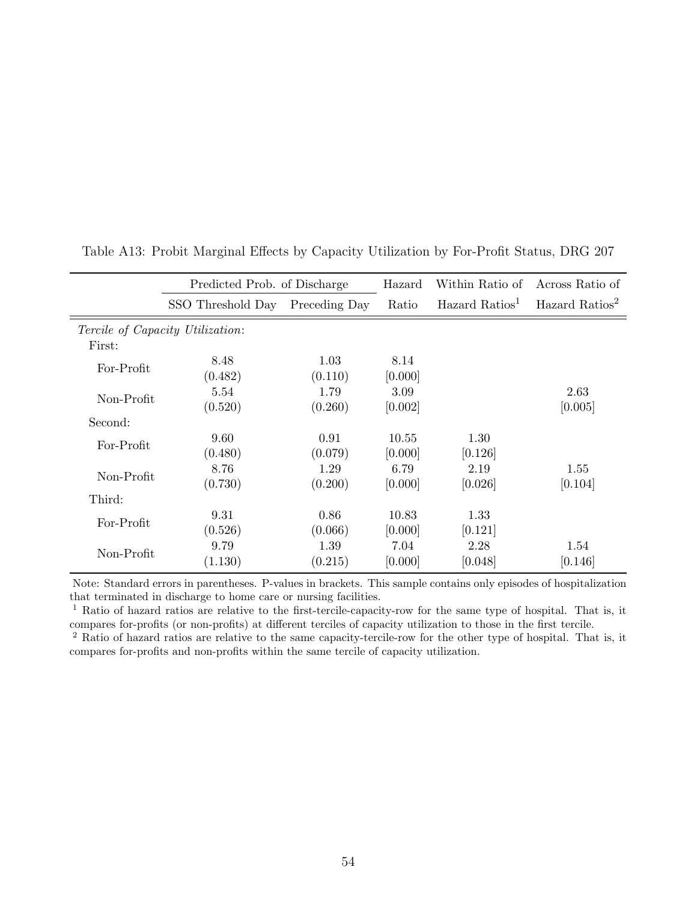Table A13: Probit Marginal Effects by Capacity Utilization by For-Profit Status, DRG 207

| | Predicted Prob. of Discharge | | Hazard | Within Ratio of | Across Ratio of |
|---|---|---|---|---|---|
| | SSO Threshold Day | Preceding Day | Ratio | Hazard Ratios[1] | Hazard Ratios[2] |
| *Tercile of Capacity Utilization*: | | | | | |
| First: | | | | | |
| For-Profit | 8.48 | 1.03 | 8.14 | | |
| | (0.482) | (0.110) | [0.000] | | |
| Non-Profit | 5.54 | 1.79 | 3.09 | | 2.63 |
| | (0.520) | (0.260) | [0.002] | | [0.005] |
| Second: | | | | | |
| For-Profit | 9.60 | 0.91 | 10.55 | 1.30 | |
| | (0.480) | (0.079) | [0.000] | [0.126] | |
| Non-Profit | 8.76 | 1.29 | 6.79 | 2.19 | 1.55 |
| | (0.730) | (0.200) | [0.000] | [0.026] | [0.104] |
| Third: | | | | | |
| For-Profit | 9.31 | 0.86 | 10.83 | 1.33 | |
| | (0.526) | (0.066) | [0.000] | [0.121] | |
| Non-Profit | 9.79 | 1.39 | 7.04 | 2.28 | 1.54 |
| | (1.130) | (0.215) | [0.000] | [0.048] | [0.146] |

Note: Standard errors in parentheses. P-values in brackets. This sample contains only episodes of hospitalization that terminated in discharge to home care or nursing facilities.

[1] Ratio of hazard ratios are relative to the first-tercile-capacity-row for the same type of hospital. That is, it compares for-profits (or non-profits) at different terciles of capacity utilization to those in the first tercile.

[2] Ratio of hazard ratios are relative to the same capacity-tercile-row for the other type of hospital. That is, it compares for-profits and non-profits within the same tercile of capacity utilization.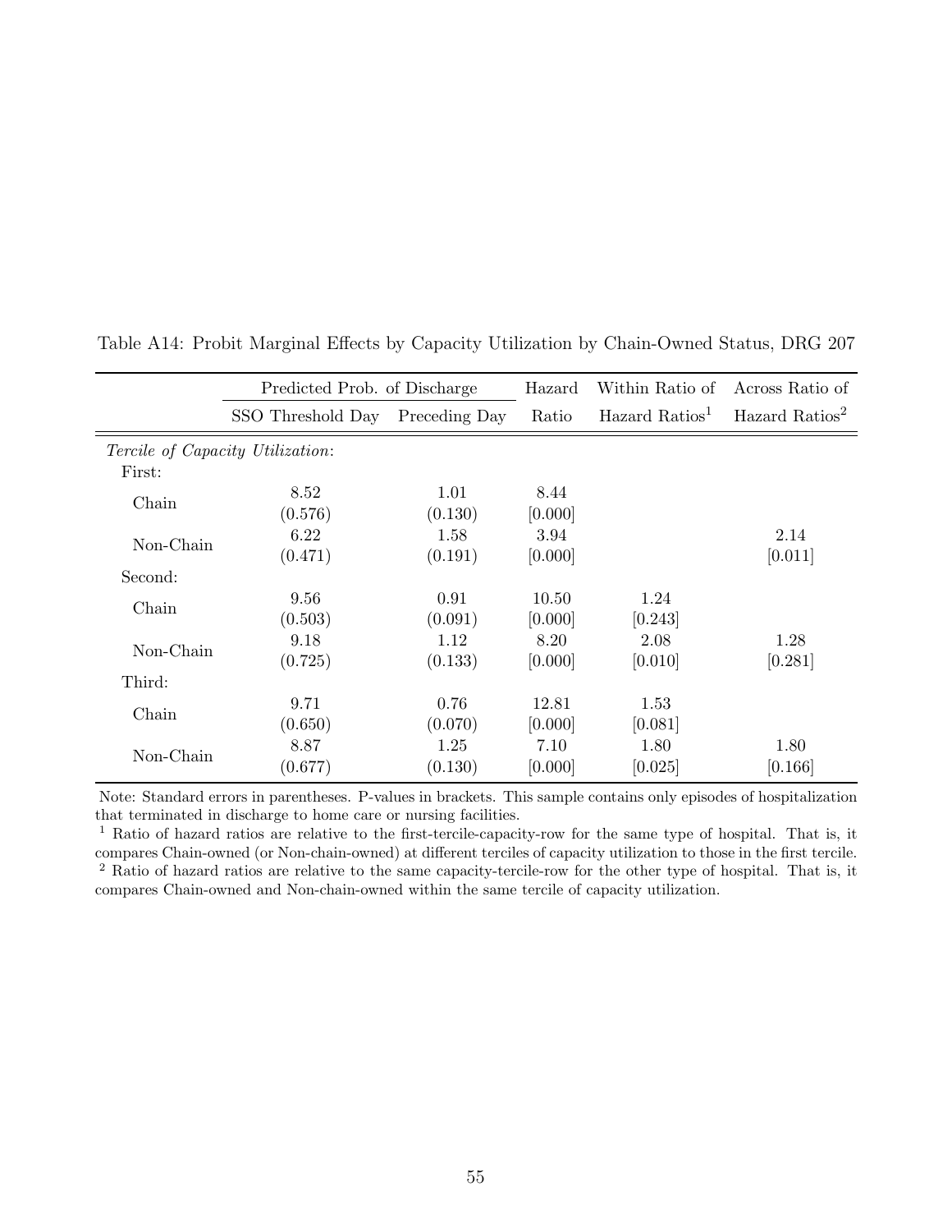Table A14: Probit Marginal Effects by Capacity Utilization by Chain-Owned Status, DRG 207

| | Predicted Prob. of Discharge | | Hazard | Within Ratio of | Across Ratio of |
|---|---|---|---|---|---|
| | SSO Threshold Day | Preceding Day | Ratio | Hazard Ratios[1] | Hazard Ratios[2] |
| *Tercile of Capacity Utilization*: | | | | | |
| First: | | | | | |
| Chain | 8.52 | 1.01 | 8.44 | | |
| | (0.576) | (0.130) | [0.000] | | |
| Non-Chain | 6.22 | 1.58 | 3.94 | | 2.14 |
| | (0.471) | (0.191) | [0.000] | | [0.011] |
| Second: | | | | | |
| Chain | 9.56 | 0.91 | 10.50 | 1.24 | |
| | (0.503) | (0.091) | [0.000] | [0.243] | |
| Non-Chain | 9.18 | 1.12 | 8.20 | 2.08 | 1.28 |
| | (0.725) | (0.133) | [0.000] | [0.010] | [0.281] |
| Third: | | | | | |
| Chain | 9.71 | 0.76 | 12.81 | 1.53 | |
| | (0.650) | (0.070) | [0.000] | [0.081] | |
| Non-Chain | 8.87 | 1.25 | 7.10 | 1.80 | 1.80 |
| | (0.677) | (0.130) | [0.000] | [0.025] | [0.166] |

Note: Standard errors in parentheses. P-values in brackets. This sample contains only episodes of hospitalization that terminated in discharge to home care or nursing facilities.

[1] Ratio of hazard ratios are relative to the first-tercile-capacity-row for the same type of hospital. That is, it compares Chain-owned (or Non-chain-owned) at different terciles of capacity utilization to those in the first tercile.

[2] Ratio of hazard ratios are relative to the same capacity-tercile-row for the other type of hospital. That is, it compares Chain-owned and Non-chain-owned within the same tercile of capacity utilization.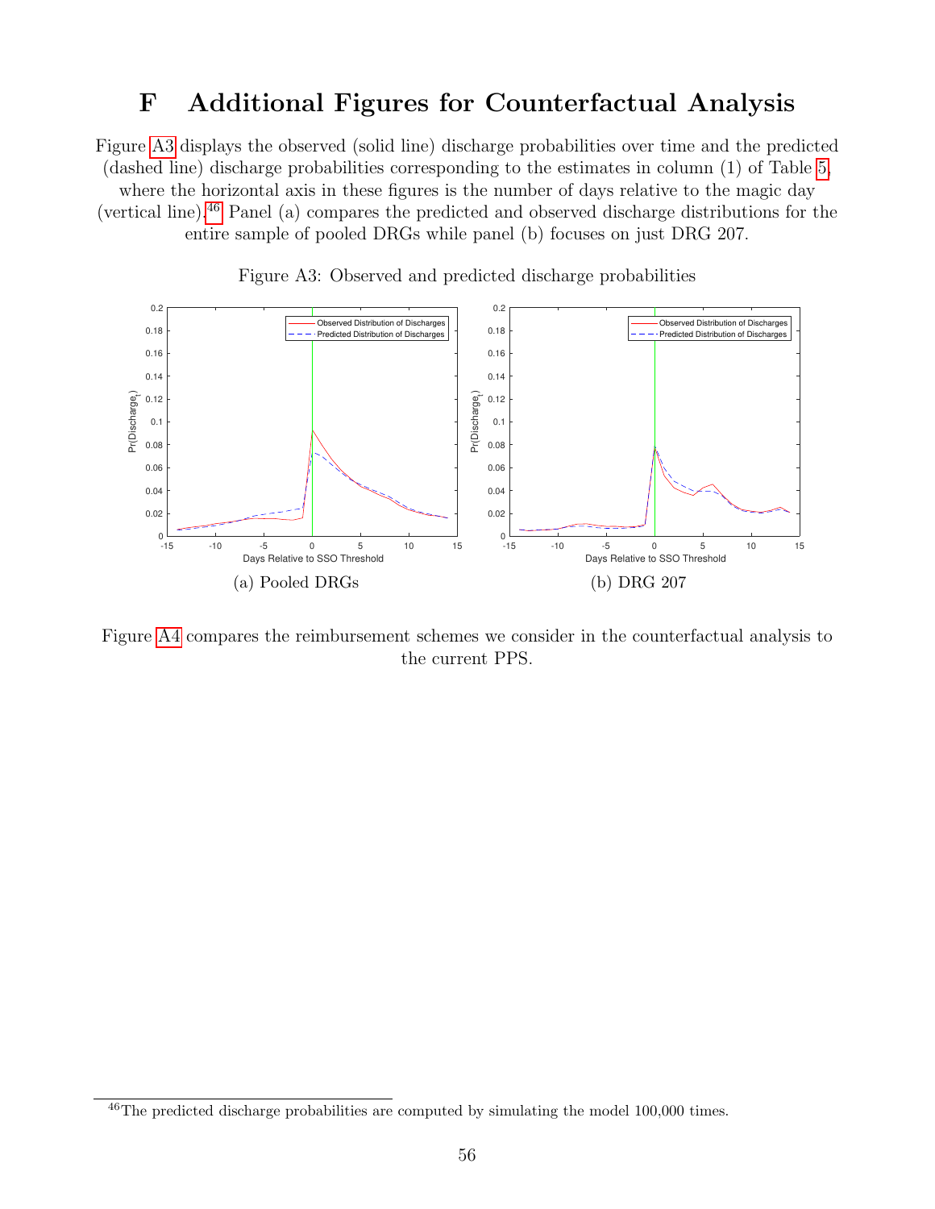# F Additional Figures for Counterfactual Analysis

Figure A3 displays the observed (solid line) discharge probabilities over time and the predicted (dashed line) discharge probabilities corresponding to the estimates in column (1) of Table 5, where the horizontal axis in these figures is the number of days relative to the magic day (vertical line).[46] Panel (a) compares the predicted and observed discharge distributions for the entire sample of pooled DRGs while panel (b) focuses on just DRG 207.

Figure A3: Observed and predicted discharge probabilities

(a) Pooled DRGs

(b) DRG 207

Figure A4 compares the reimbursement schemes we consider in the counterfactual analysis to the current PPS.

[46] The predicted discharge probabilities are computed by simulating the model 100,000 times.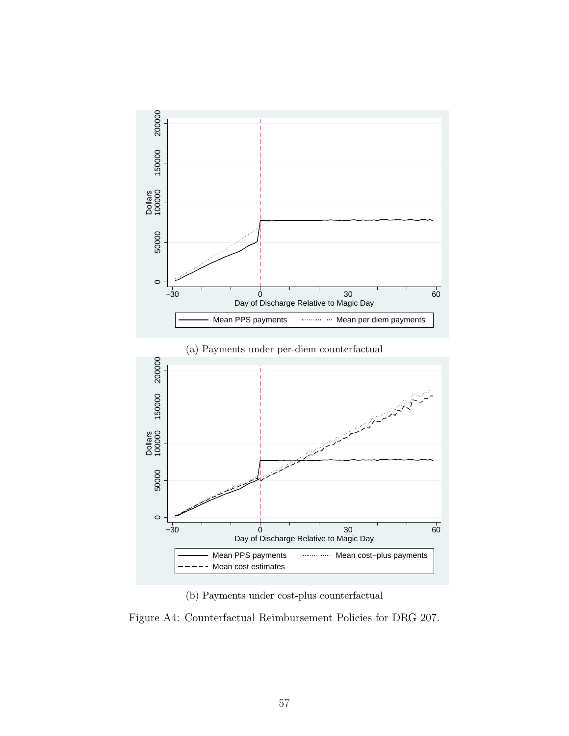Dollars

200000

150000

100000

50000

0

−30

0

30

60

Day of Discharge Relative to Magic Day

Mean PPS payments

Mean per diem payments

(a) Payments under per-diem counterfactual

Dollars

200000

150000

100000

50000

0

−30

0

30

60

Day of Discharge Relative to Magic Day

Mean PPS payments

Mean cost−plus payments

Mean cost estimates

(b) Payments under cost-plus counterfactual

Figure A4: Counterfactual Reimbursement Policies for DRG 207.